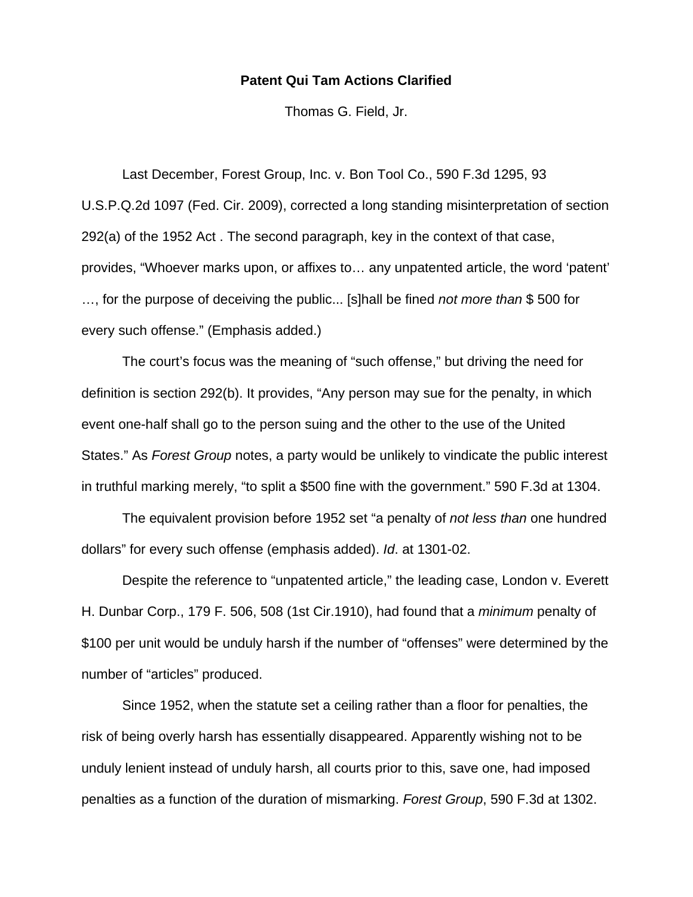**Patent Qui Tam Actions Clarified**

Thomas G. Field, Jr.

Last December, Forest Group, Inc. v. Bon Tool Co., 590 F.3d 1295, 93 U.S.P.Q.2d 1097 (Fed. Cir. 2009), corrected a long standing misinterpretation of section 292(a) of the 1952 Act . The second paragraph, key in the context of that case, provides, "Whoever marks upon, or affixes to… any unpatented article, the word 'patent' …, for the purpose of deceiving the public... [s]hall be fined *not more than* $ 500 for every such offense." (Emphasis added.)

The court's focus was the meaning of "such offense," but driving the need for definition is section 292(b). It provides, "Any person may sue for the penalty, in which event one-half shall go to the person suing and the other to the use of the United States." As *Forest Group* notes, a party would be unlikely to vindicate the public interest in truthful marking merely, "to split a $500 fine with the government." 590 F.3d at 1304.

The equivalent provision before 1952 set "a penalty of *not less than* one hundred dollars" for every such offense (emphasis added). *Id*. at 1301-02.

Despite the reference to "unpatented article," the leading case, London v. Everett H. Dunbar Corp., 179 F. 506, 508 (1st Cir.1910), had found that a *minimum* penalty of $100 per unit would be unduly harsh if the number of "offenses" were determined by the number of "articles" produced.

Since 1952, when the statute set a ceiling rather than a floor for penalties, the risk of being overly harsh has essentially disappeared. Apparently wishing not to be unduly lenient instead of unduly harsh, all courts prior to this, save one, had imposed penalties as a function of the duration of mismarking. *Forest Group*, 590 F.3d at 1302.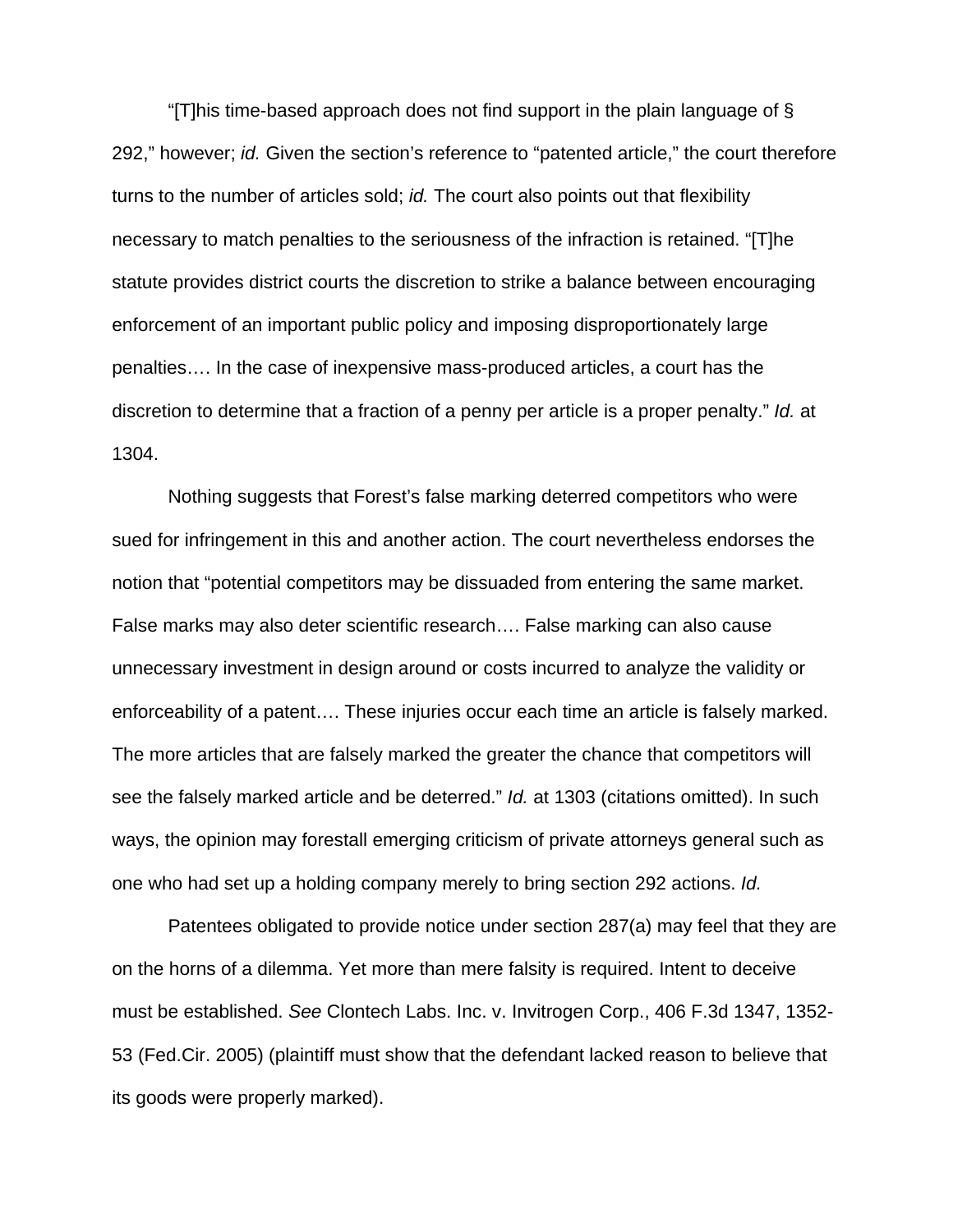"[T]his time-based approach does not find support in the plain language of § 292," however; *id.* Given the section's reference to "patented article," the court therefore turns to the number of articles sold; *id.* The court also points out that flexibility necessary to match penalties to the seriousness of the infraction is retained. "[T]he statute provides district courts the discretion to strike a balance between encouraging enforcement of an important public policy and imposing disproportionately large penalties…. In the case of inexpensive mass-produced articles, a court has the discretion to determine that a fraction of a penny per article is a proper penalty." *Id.* at 1304.

Nothing suggests that Forest's false marking deterred competitors who were sued for infringement in this and another action. The court nevertheless endorses the notion that "potential competitors may be dissuaded from entering the same market. False marks may also deter scientific research…. False marking can also cause unnecessary investment in design around or costs incurred to analyze the validity or enforceability of a patent…. These injuries occur each time an article is falsely marked. The more articles that are falsely marked the greater the chance that competitors will see the falsely marked article and be deterred." *Id.* at 1303 (citations omitted). In such ways, the opinion may forestall emerging criticism of private attorneys general such as one who had set up a holding company merely to bring section 292 actions. *Id.*

Patentees obligated to provide notice under section 287(a) may feel that they are on the horns of a dilemma. Yet more than mere falsity is required. Intent to deceive must be established. *See* Clontech Labs. Inc. v. Invitrogen Corp., 406 F.3d 1347, 1352-53 (Fed.Cir. 2005) (plaintiff must show that the defendant lacked reason to believe that its goods were properly marked).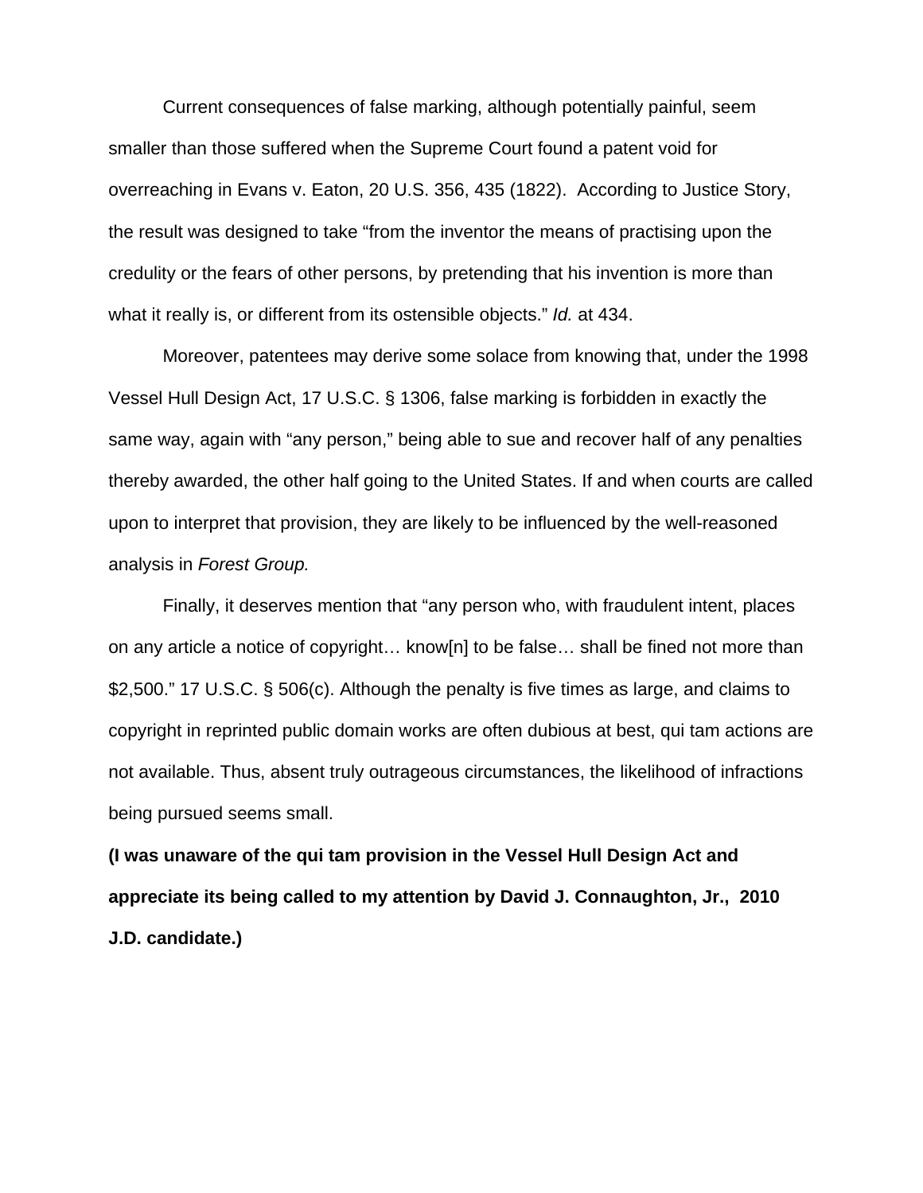Current consequences of false marking, although potentially painful, seem smaller than those suffered when the Supreme Court found a patent void for overreaching in Evans v. Eaton, 20 U.S. 356, 435 (1822). According to Justice Story, the result was designed to take "from the inventor the means of practising upon the credulity or the fears of other persons, by pretending that his invention is more than what it really is, or different from its ostensible objects." *Id.* at 434.

Moreover, patentees may derive some solace from knowing that, under the 1998 Vessel Hull Design Act, 17 U.S.C. § 1306, false marking is forbidden in exactly the same way, again with "any person," being able to sue and recover half of any penalties thereby awarded, the other half going to the United States. If and when courts are called upon to interpret that provision, they are likely to be influenced by the well-reasoned analysis in *Forest Group.*

Finally, it deserves mention that "any person who, with fraudulent intent, places on any article a notice of copyright… know[n] to be false… shall be fined not more than $2,500." 17 U.S.C. § 506(c). Although the penalty is five times as large, and claims to copyright in reprinted public domain works are often dubious at best, qui tam actions are not available. Thus, absent truly outrageous circumstances, the likelihood of infractions being pursued seems small.

**(I was unaware of the qui tam provision in the Vessel Hull Design Act and appreciate its being called to my attention by David J. Connaughton, Jr., 2010 J.D. candidate.)**